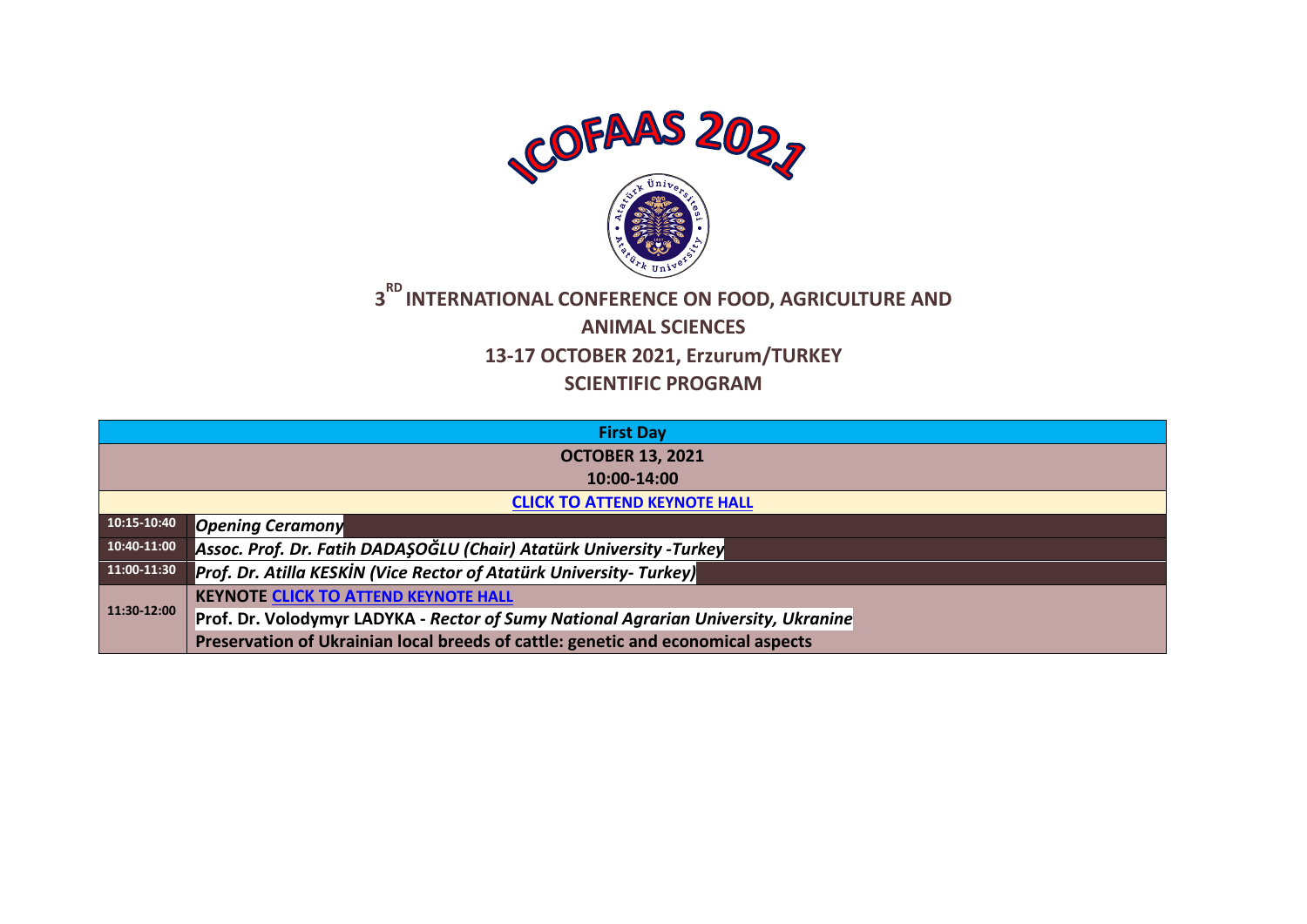# ICOFAAS 2021

## 3RD INTERNATIONAL CONFERENCE ON FOOD, AGRICULTURE AND ANIMAL SCIENCES

## 13-17 OCTOBER 2021, Erzurum/TURKEY

## SCIENTIFIC PROGRAM

| First Day | |
|---|---|
| **OCTOBER 13, 2021** | |
| **10:00-14:00** | |
| **CLICK TO ATTEND KEYNOTE HALL** | |
| 10:15-10:40 | ***Opening Ceramony*** |
| 10:40-11:00 | ***Assoc. Prof. Dr. Fatih DADAŞOĞLU (Chair) Atatürk University -Turkey*** |
| 11:00-11:30 | ***Prof. Dr. Atilla KESKİN (Vice Rector of Atatürk University- Turkey)*** |
| 11:30-12:00 | **KEYNOTE CLICK TO ATTEND KEYNOTE HALL**<br>**Prof. Dr. Volodymyr LADYKA - *Rector of Sumy National Agrarian University, Ukraine***<br>**Preservation of Ukrainian local breeds of cattle: genetic and economical aspects** |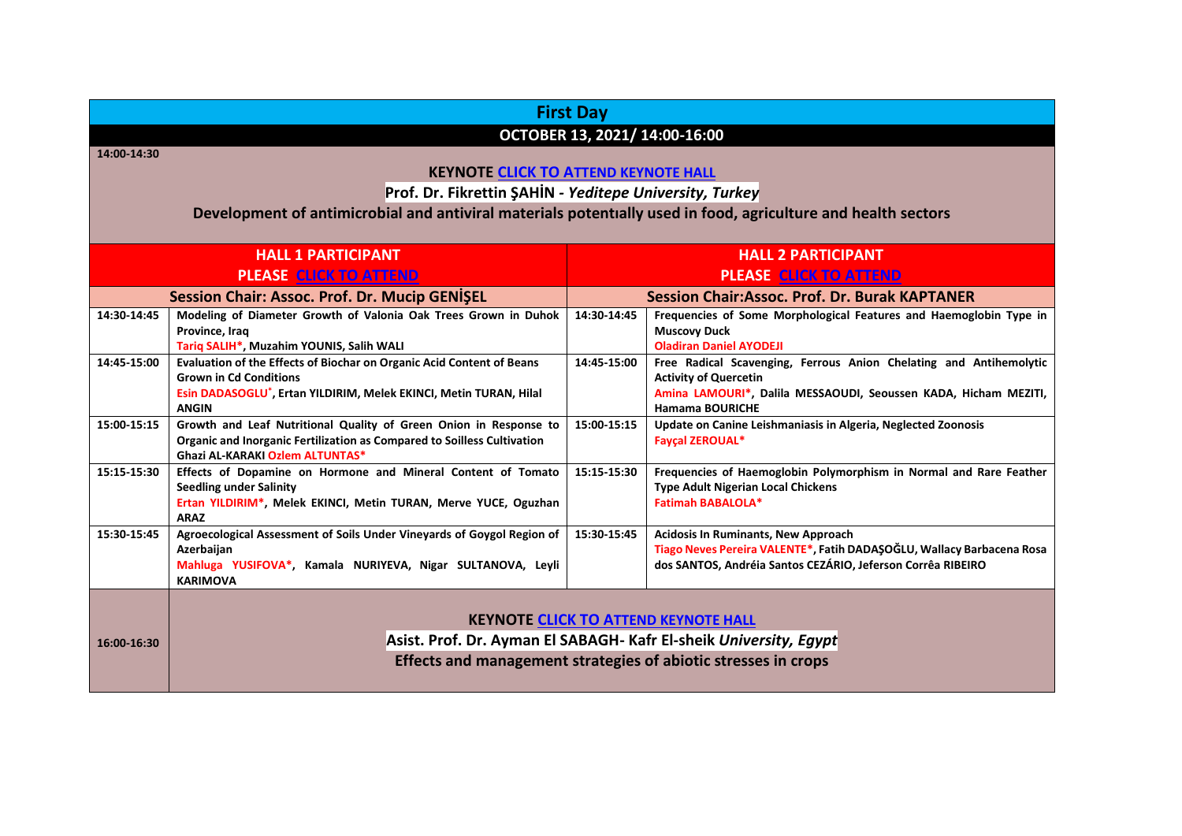# First Day

## OCTOBER 13, 2021/ 14:00-16:00

**14:00-14:30**

**KEYNOTE CLICK TO ATTEND KEYNOTE HALL**

**Prof. Dr. Fikrettin ŞAHİN - *Yeditepe University, Turkey***

**Development of antimicrobial and antiviral materials potentıally used in food, agriculture and health sectors**

| HALL 1 PARTICIPANT<br>PLEASE CLICK TO ATTEND | | HALL 2 PARTICIPANT<br>PLEASE CLICK TO ATTEND | |
|---|---|---|---|
| **Session Chair: Assoc. Prof. Dr. Mucip GENİŞEL** | | **Session Chair:Assoc. Prof. Dr. Burak KAPTANER** | |
| 14:30-14:45 | **Modeling of Diameter Growth of Valonia Oak Trees Grown in Duhok Province, Iraq**<br>Tariq SALIH*, Muzahim YOUNIS, Salih WALI | 14:30-14:45 | **Frequencies of Some Morphological Features and Haemoglobin Type in Muscovy Duck**<br>Oladiran Daniel AYODEJI |
| 14:45-15:00 | **Evaluation of the Effects of Biochar on Organic Acid Content of Beans Grown in Cd Conditions**<br>Esin DADASOGLU*, Ertan YILDIRIM, Melek EKINCI, Metin TURAN, Hilal ANGIN | 14:45-15:00 | **Free Radical Scavenging, Ferrous Anion Chelating and Antihemolytic Activity of Quercetin**<br>Amina LAMOURI*, Dalila MESSAOUDI, Seoussen KADA, Hicham MEZITI, Hamama BOURICHE |
| 15:00-15:15 | **Growth and Leaf Nutritional Quality of Green Onion in Response to Organic and Inorganic Fertilization as Compared to Soilless Cultivation**<br>Ghazi AL-KARAKI Ozlem ALTUNTAS* | 15:00-15:15 | **Update on Canine Leishmaniasis in Algeria, Neglected Zoonosis**<br>Fayçal ZEROUAL* |
| 15:15-15:30 | **Effects of Dopamine on Hormone and Mineral Content of Tomato Seedling under Salinity**<br>Ertan YILDIRIM*, Melek EKINCI, Metin TURAN, Merve YUCE, Oguzhan ARAZ | 15:15-15:30 | **Frequencies of Haemoglobin Polymorphism in Normal and Rare Feather Type Adult Nigerian Local Chickens**<br>Fatimah BABALOLA* |
| 15:30-15:45 | **Agroecological Assessment of Soils Under Vineyards of Goygol Region of Azerbaijan**<br>Mahluga YUSIFOVA*, Kamala NURIYEVA, Nigar SULTANOVA, Leyli KARIMOVA | 15:30-15:45 | **Acidosis In Ruminants, New Approach**<br>Tiago Neves Pereira VALENTE*, Fatih DADAŞOĞLU, Wallacy Barbacena Rosa dos SANTOS, Andréia Santos CEZÁRIO, Jeferson Corrêa RIBEIRO |

**16:00-16:30**

**KEYNOTE CLICK TO ATTEND KEYNOTE HALL**

**Asist. Prof. Dr. Ayman El SABAGH- Kafr El-sheik *University, Egypt***

**Effects and management strategies of abiotic stresses in crops**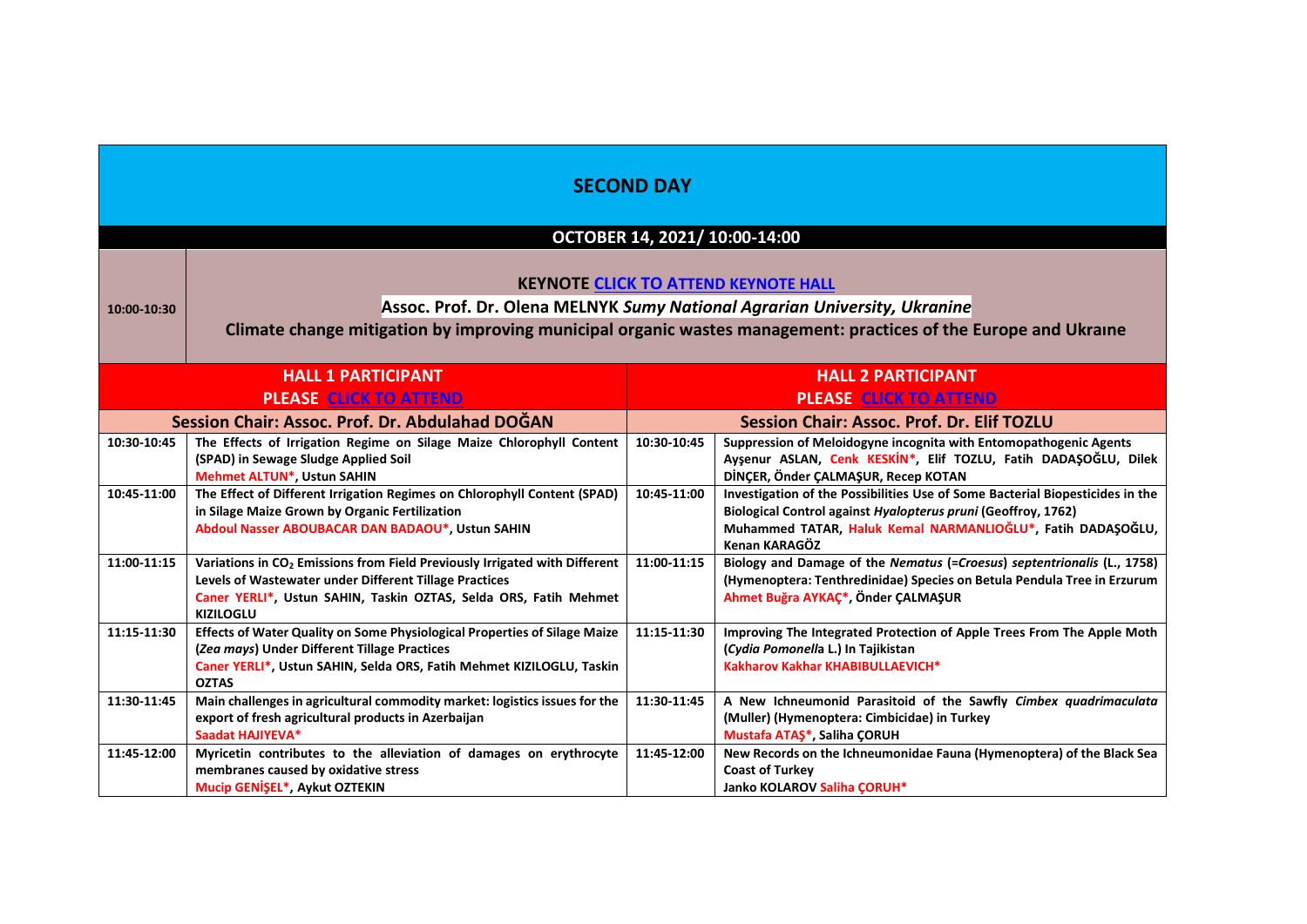## SECOND DAY

**OCTOBER 14, 2021/ 10:00-14:00**

| 10:00-10:30 | **KEYNOTE CLICK TO ATTEND KEYNOTE HALL**<br>**Assoc. Prof. Dr. Olena MELNYK** ***Sumy National Agrarian University, Ukranine***<br>**Climate change mitigation by improving municipal organic wastes management: practices of the Europe and Ukraıne** |
|---|---|

| **HALL 1 PARTICIPANT**<br>**PLEASE CLICK TO ATTEND** | | **HALL 2 PARTICIPANT**<br>**PLEASE CLICK TO ATTEND** | |
|---|---|---|---|
| **Session Chair: Assoc. Prof. Dr. Abdulahad DOĞAN** | | **Session Chair: Assoc. Prof. Dr. Elif TOZLU** | |
| 10:30-10:45 | **The Effects of Irrigation Regime on Silage Maize Chlorophyll Content (SPAD) in Sewage Sludge Applied Soil**<br>**Mehmet ALTUN*, Ustun SAHIN** | 10:30-10:45 | **Suppression of Meloidogyne incognita with Entomopathogenic Agents**<br>**Ayşenur ASLAN, Cenk KESKİN*, Elif TOZLU, Fatih DADAŞOĞLU, Dilek DİNÇER, Önder ÇALMAŞUR, Recep KOTAN** |
| 10:45-11:00 | **The Effect of Different Irrigation Regimes on Chlorophyll Content (SPAD) in Silage Maize Grown by Organic Fertilization**<br>**Abdoul Nasser ABOUBACAR DAN BADAOU*, Ustun SAHIN** | 10:45-11:00 | **Investigation of the Possibilities Use of Some Bacterial Biopesticides in the Biological Control against** ***Hyalopterus pruni*** **(Geoffroy, 1762)**<br>**Muhammed TATAR, Haluk Kemal NARMANLIOĞLU*, Fatih DADAŞOĞLU, Kenan KARAGÖZ** |
| 11:00-11:15 | **Variations in $CO_2$ Emissions from Field Previously Irrigated with Different Levels of Wastewater under Different Tillage Practices**<br>**Caner YERLI*, Ustun SAHIN, Taskin OZTAS, Selda ORS, Fatih Mehmet KIZILOGLU** | 11:00-11:15 | **Biology and Damage of the** ***Nematus*** **(=*Croesus*)** ***septentrionalis*** **(L., 1758) (Hymenoptera: Tenthredinidae) Species on Betula Pendula Tree in Erzurum**<br>**Ahmet Buğra AYKAÇ*, Önder ÇALMAŞUR** |
| 11:15-11:30 | **Effects of Water Quality on Some Physiological Properties of Silage Maize (*Zea mays*) Under Different Tillage Practices**<br>**Caner YERLI*, Ustun SAHIN, Selda ORS, Fatih Mehmet KIZILOGLU, Taskin OZTAS** | 11:15-11:30 | **Improving The Integrated Protection of Apple Trees From The Apple Moth (*Cydia Pomonella* L.) In Tajikistan**<br>**Kakharov Kakhar KHABIBULLAEVICH*** |
| 11:30-11:45 | **Main challenges in agricultural commodity market: logistics issues for the export of fresh agricultural products in Azerbaijan**<br>**Saadat HAJIYEVA*** | 11:30-11:45 | **A New Ichneumonid Parasitoid of the Sawfly** ***Cimbex quadrimaculata*** **(Muller) (Hymenoptera: Cimbicidae) in Turkey**<br>**Mustafa ATAŞ*, Saliha ÇORUH** |
| 11:45-12:00 | **Myricetin contributes to the alleviation of damages on erythrocyte membranes caused by oxidative stress**<br>**Mucip GENİŞEL*, Aykut OZTEKIN** | 11:45-12:00 | **New Records on the Ichneumonidae Fauna (Hymenoptera) of the Black Sea Coast of Turkey**<br>**Janko KOLAROV Saliha ÇORUH*** |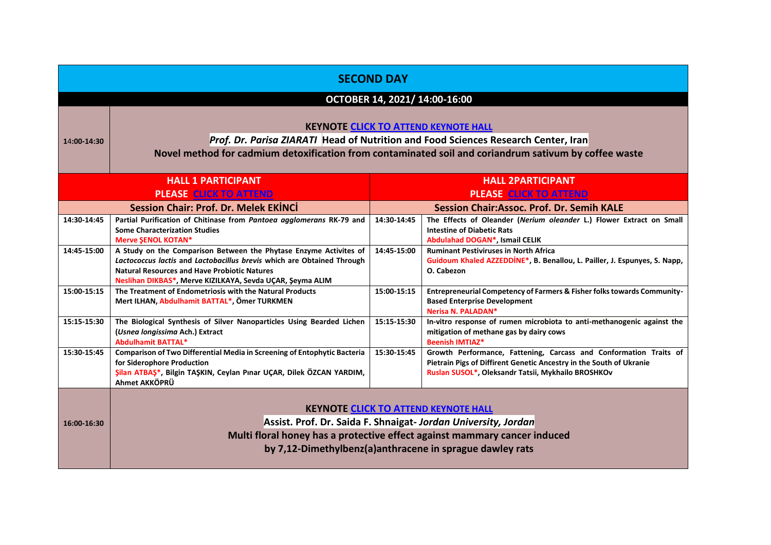# SECOND DAY

## OCTOBER 14, 2021/ 14:00-16:00

**14:00-14:30**

**KEYNOTE [CLICK TO ATTEND KEYNOTE HALL]**

***Prof. Dr. Parisa ZIARATI*** **Head of Nutrition and Food Sciences Research Center, Iran**

**Novel method for cadmium detoxification from contaminated soil and coriandrum sativum by coffee waste**

| **HALL 1 PARTICIPANT**<br>**PLEASE [CLICK TO ATTEND]** | | **HALL 2PARTICIPANT**<br>**PLEASE [CLICK TO ATTEND]** | |
|---|---|---|---|
| **Session Chair: Prof. Dr. Melek EKİNCİ** | | **Session Chair:Assoc. Prof. Dr. Semih KALE** | |
| 14:30-14:45 | **Partial Purification of Chitinase from *Pantoea agglomerans* RK-79 and Some Characterization Studies**<br>**Merve ŞENOL KOTAN*** | 14:30-14:45 | **The Effects of Oleander (*Nerium oleander* L.) Flower Extract on Small Intestine of Diabetic Rats**<br>**Abdulahad DOGAN*, Ismail CELIK** |
| 14:45-15:00 | **A Study on the Comparison Between the Phytase Enzyme Activites of *Lactococcus lactis* and *Lactobacillus brevis* which are Obtained Through Natural Resources and Have Probiotic Natures**<br>**Neslihan DIKBAS*, Merve KIZILKAYA, Sevda UÇAR, Şeyma ALIM** | 14:45-15:00 | **Ruminant Pestiviruses in North Africa**<br>**Guidoum Khaled AZZEDDİNE*, B. Benallou, L. Pailler, J. Espunyes, S. Napp, O. Cabezon** |
| 15:00-15:15 | **The Treatment of Endometriosis with the Natural Products**<br>**Mert ILHAN, Abdulhamit BATTAL*, Ömer TURKMEN** | 15:00-15:15 | **Entrepreneurial Competency of Farmers & Fisher folks towards Community-Based Enterprise Development**<br>**Nerisa N. PALADAN*** |
| 15:15-15:30 | **The Biological Synthesis of Silver Nanoparticles Using Bearded Lichen (*Usnea longissima* Ach.) Extract**<br>**Abdulhamit BATTAL*** | 15:15-15:30 | **In-vitro response of rumen microbiota to anti-methanogenic against the mitigation of methane gas by dairy cows**<br>**Beenish IMTIAZ*** |
| 15:30-15:45 | **Comparison of Two Differential Media in Screening of Entophytic Bacteria for Siderophore Production**<br>**Şilan ATBAŞ*, Bilgin TAŞKIN, Ceylan Pınar UÇAR, Dilek ÖZCAN YARDIM, Ahmet AKKÖPRÜ** | 15:30-15:45 | **Growth Performance, Fattening, Carcass and Conformation Traits of Pietrain Pigs of Diffirent Genetic Ancestry in the South of Ukranie**<br>**Ruslan SUSOL*, Oleksandr Tatsii, Mykhailo BROSHKOv** |

**16:00-16:30**

**KEYNOTE [CLICK TO ATTEND KEYNOTE HALL]**

**Assist. Prof. Dr. Saida F. Shnaigat-** ***Jordan University, Jordan***

**Multi floral honey has a protective effect against mammary cancer induced by 7,12-Dimethylbenz(a)anthracene in sprague dawley rats**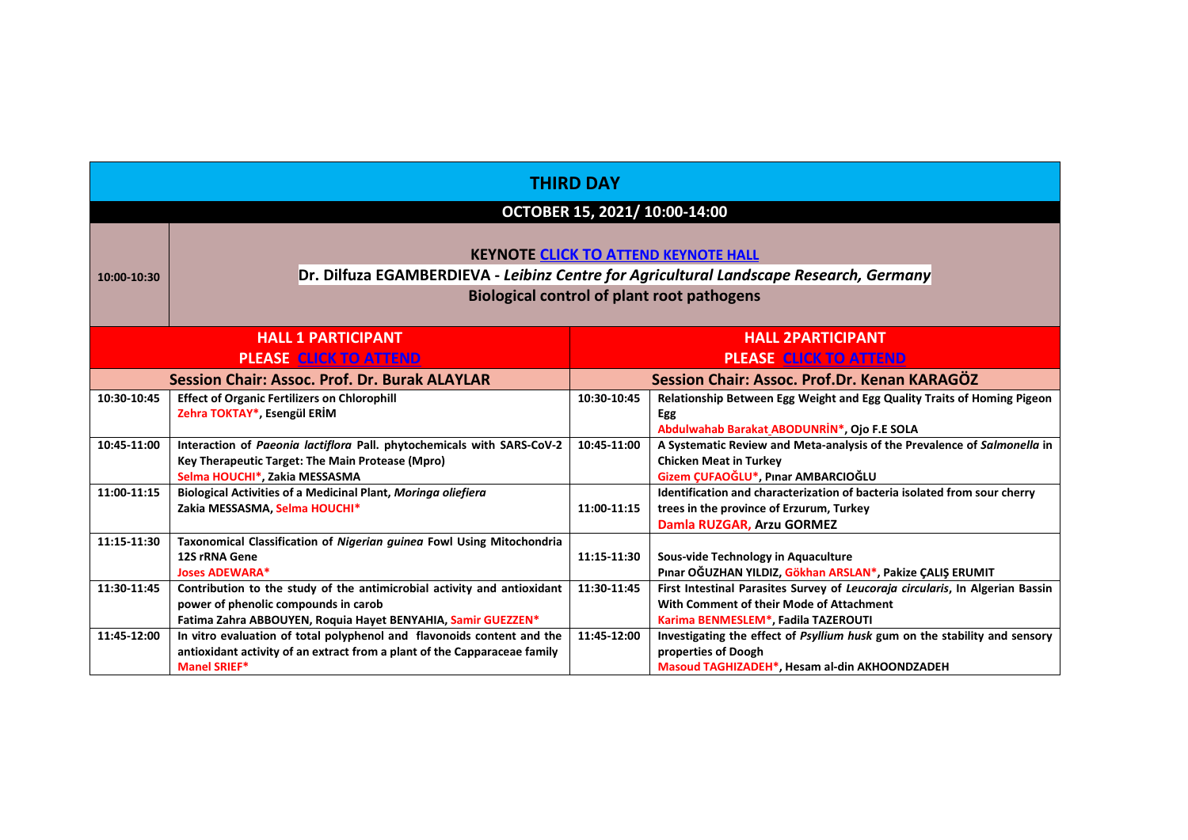# THIRD DAY

## OCTOBER 15, 2021/ 10:00-14:00

| 10:00-10:30 | **KEYNOTE [CLICK TO ATTEND KEYNOTE HALL]**<br>**Dr. Dilfuza EGAMBERDIEVA - *Leibniz Centre for Agricultural Landscape Research, Germany***<br>**Biological control of plant root pathogens** |
| --- | --- |

| **HALL 1 PARTICIPANT**<br>**PLEASE CLICK TO ATTEND** | | **HALL 2PARTICIPANT**<br>**PLEASE CLICK TO ATTEND** | |
| --- | --- | --- | --- |
| **Session Chair: Assoc. Prof. Dr. Burak ALAYLAR** | | **Session Chair: Assoc. Prof.Dr. Kenan KARAGÖZ** | |
| **10:30-10:45** | **Effect of Organic Fertilizers on Chlorophill**<br>**Zehra TOKTAY\*, Esengül ERİM** | **10:30-10:45** | **Relationship Between Egg Weight and Egg Quality Traits of Homing Pigeon Egg**<br>**Abdulwahab Barakat ABODUNRİN\*, Ojo F.E SOLA** |
| **10:45-11:00** | **Interaction of *Paeonia lactiflora* Pall. phytochemicals with SARS-CoV-2 Key Therapeutic Target: The Main Protease (Mpro)**<br>**Selma HOUCHI\*, Zakia MESSASMA** | **10:45-11:00** | **A Systematic Review and Meta-analysis of the Prevalence of *Salmonella* in Chicken Meat in Turkey**<br>**Gizem ÇUFAOĞLU\*, Pınar AMBARCIOĞLU** |
| **11:00-11:15** | **Biological Activities of a Medicinal Plant, *Moringa oliefiera***<br>**Zakia MESSASMA, Selma HOUCHI\*** | **11:00-11:15** | **Identification and characterization of bacteria isolated from sour cherry trees in the province of Erzurum, Turkey**<br>**Damla RUZGAR, Arzu GORMEZ** |
| **11:15-11:30** | **Taxonomical Classification of *Nigerian guinea* Fowl Using Mitochondria 12S rRNA Gene**<br>**Joses ADEWARA\*** | **11:15-11:30** | **Sous-vide Technology in Aquaculture**<br>**Pınar OĞUZHAN YILDIZ, Gökhan ARSLAN\*, Pakize ÇALIŞ ERUMIT** |
| **11:30-11:45** | **Contribution to the study of the antimicrobial activity and antioxidant power of phenolic compounds in carob**<br>**Fatima Zahra ABBOUYEN, Roquia Hayet BENYAHIA, Samir GUEZZEN\*** | **11:30-11:45** | **First Intestinal Parasites Survey of *Leucoraja circularis*, In Algerian Bassin With Comment of their Mode of Attachment**<br>**Karima BENMESLEM\*, Fadila TAZEROUTI** |
| **11:45-12:00** | **In vitro evaluation of total polyphenol and flavonoids content and the antioxidant activity of an extract from a plant of the Capparaceae family**<br>**Manel SRIEF\*** | **11:45-12:00** | **Investigating the effect of *Psyllium husk* gum on the stability and sensory properties of Doogh**<br>**Masoud TAGHIZADEH\*, Hesam al-din AKHOONDZADEH** |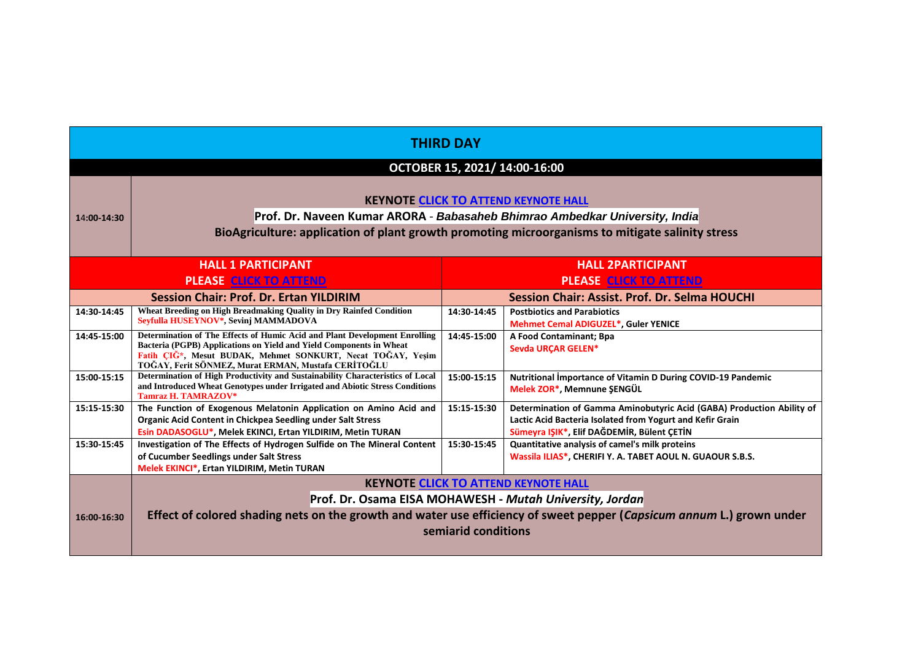## THIRD DAY

**OCTOBER 15, 2021/ 14:00-16:00**

| | |
|---|---|
| 14:00-14:30 | **KEYNOTE CLICK TO ATTEND KEYNOTE HALL**<br>**Prof. Dr. Naveen Kumar ARORA** - ***Babasaheb Bhimrao Ambedkar University, India***<br>**BioAgriculture: application of plant growth promoting microorganisms to mitigate salinity stress** |

| HALL 1 PARTICIPANT<br>PLEASE CLICK TO ATTEND | | HALL 2PARTICIPANT<br>PLEASE CLICK TO ATTEND | |
|---|---|---|---|
| **Session Chair: Prof. Dr. Ertan YILDIRIM** | | **Session Chair: Assist. Prof. Dr. Selma HOUCHI** | |
| 14:30-14:45 | **Wheat Breeding on High Breadmaking Quality in Dry Rainfed Condition**<br>**Seyfulla HUSEYNOV*, Sevinj MAMMADOVA** | 14:30-14:45 | **Postbiotics and Parabiotics**<br>**Mehmet Cemal ADIGUZEL*, Guler YENICE** |
| 14:45-15:00 | **Determination of The Effects of Humic Acid and Plant Development Enrolling Bacteria (PGPB) Applications on Yield and Yield Components in Wheat**<br>**Fatih ÇIĞ*, Mesut BUDAK, Mehmet SONKURT, Necat TOĞAY, Yeşim TOĞAY, Ferit SÖNMEZ, Murat ERMAN, Mustafa CERİTOĞLU** | 14:45-15:00 | **A Food Contaminant; Bpa**<br>**Sevda URÇAR GELEN*** |
| 15:00-15:15 | **Determination of High Productivity and Sustainability Characteristics of Local and Introduced Wheat Genotypes under Irrigated and Abiotic Stress Conditions**<br>**Tamraz H. TAMRAZOV*** | 15:00-15:15 | **Nutritional İmportance of Vitamin D During COVID-19 Pandemic**<br>**Melek ZOR*, Memnune ŞENGÜL** |
| 15:15-15:30 | **The Function of Exogenous Melatonin Application on Amino Acid and Organic Acid Content in Chickpea Seedling under Salt Stress**<br>**Esin DADASOGLU*, Melek EKINCI, Ertan YILDIRIM, Metin TURAN** | 15:15-15:30 | **Determination of Gamma Aminobutyric Acid (GABA) Production Ability of Lactic Acid Bacteria Isolated from Yogurt and Kefir Grain**<br>**Sümeyra IŞIK*, Elif DAĞDEMİR, Bülent ÇETİN** |
| 15:30-15:45 | **Investigation of The Effects of Hydrogen Sulfide on The Mineral Content of Cucumber Seedlings under Salt Stress**<br>**Melek EKINCI*, Ertan YILDIRIM, Metin TURAN** | 15:30-15:45 | **Quantitative analysis of camel's milk proteins**<br>**Wassila ILIAS*, CHERIFI Y. A. TABET AOUL N. GUAOUR S.B.S.** |

| | |
|---|---|
| 16:00-16:30 | **KEYNOTE CLICK TO ATTEND KEYNOTE HALL**<br>**Prof. Dr. Osama EISA MOHAWESH** - ***Mutah University, Jordan***<br>**Effect of colored shading nets on the growth and water use efficiency of sweet pepper (*Capsicum annum* L.) grown under semiarid conditions** |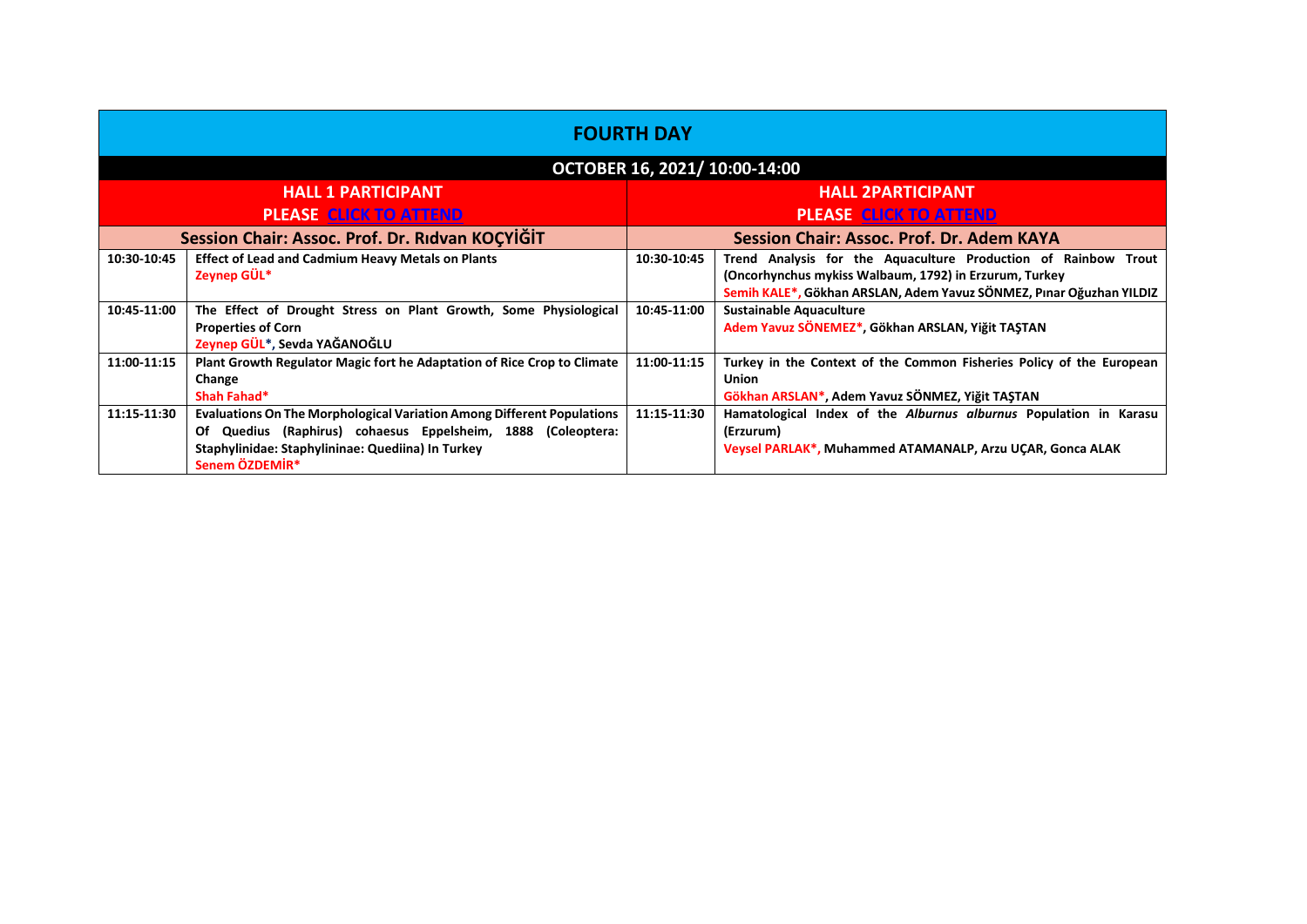# FOURTH DAY

## OCTOBER 16, 2021/ 10:00-14:00

| HALL 1 PARTICIPANT<br>PLEASE CLICK TO ATTEND | | HALL 2PARTICIPANT<br>PLEASE CLICK TO ATTEND | |
|---|---|---|---|
| **Session Chair: Assoc. Prof. Dr. Rıdvan KOÇYİĞİT** | | **Session Chair: Assoc. Prof. Dr. Adem KAYA** | |
| **10:30-10:45** | **Effect of Lead and Cadmium Heavy Metals on Plants**<br>**Zeynep GÜL*** | **10:30-10:45** | **Trend Analysis for the Aquaculture Production of Rainbow Trout (Oncorhynchus mykiss Walbaum, 1792) in Erzurum, Turkey**<br>**Semih KALE*, Gökhan ARSLAN, Adem Yavuz SÖNMEZ, Pınar Oğuzhan YILDIZ** |
| **10:45-11:00** | **The Effect of Drought Stress on Plant Growth, Some Physiological Properties of Corn**<br>**Zeynep GÜL*, Sevda YAĞANOĞLU** | **10:45-11:00** | **Sustainable Aquaculture**<br>**Adem Yavuz SÖNEMEZ*, Gökhan ARSLAN, Yiğit TAŞTAN** |
| **11:00-11:15** | **Plant Growth Regulator Magic fort he Adaptation of Rice Crop to Climate Change**<br>**Shah Fahad*** | **11:00-11:15** | **Turkey in the Context of the Common Fisheries Policy of the European Union**<br>**Gökhan ARSLAN*, Adem Yavuz SÖNMEZ, Yiğit TAŞTAN** |
| **11:15-11:30** | **Evaluations On The Morphological Variation Among Different Populations Of Quedius (Raphirus) cohaesus Eppelsheim, 1888 (Coleoptera: Staphylinidae: Staphylininae: Quediina) In Turkey**<br>**Senem ÖZDEMİR*** | **11:15-11:30** | **Hamatological Index of the *Alburnus alburnus* Population in Karasu (Erzurum)**<br>**Veysel PARLAK*, Muhammed ATAMANALP, Arzu UÇAR, Gonca ALAK** |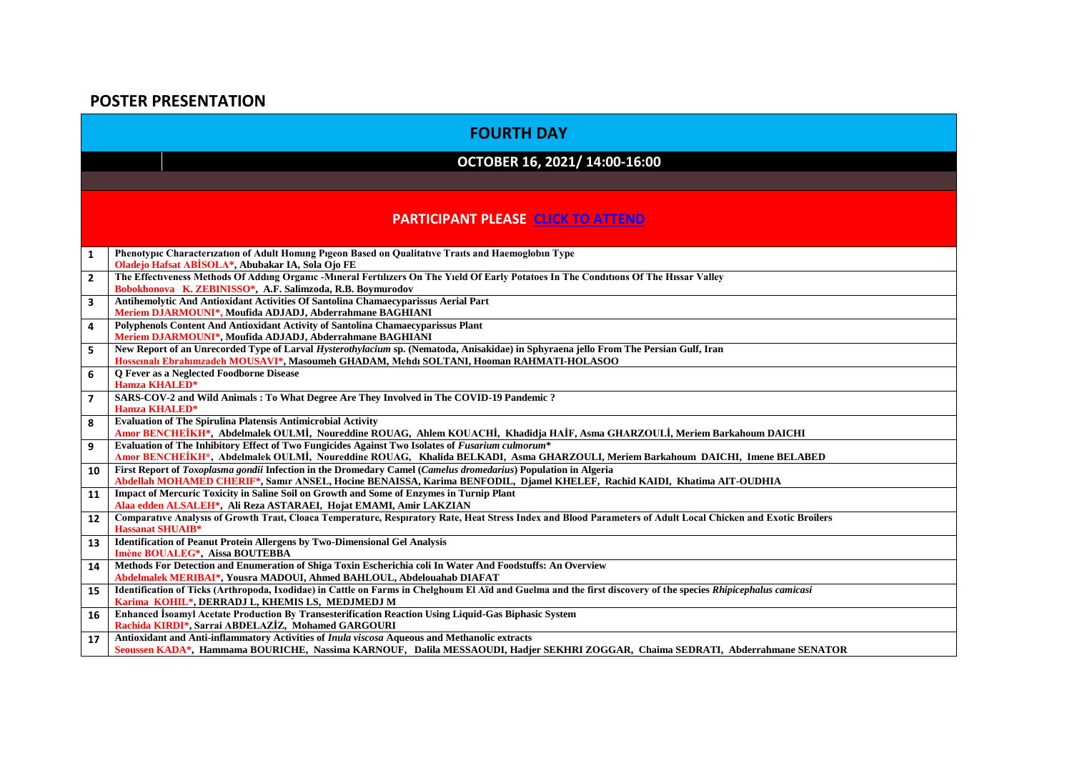## POSTER PRESENTATION

### FOURTH DAY

### OCTOBER 16, 2021/ 14:00-16:00

**PARTICIPANT PLEASE CLICK TO ATTEND**

| | |
|---|---|
| 1 | **Phenotypıc Characterızatıon of Adult Homıng Pıgeon Based on Qualitatıve Traıts and Haemoglobın Type**<br>**Oladejo Hafsat ABİSOLA\*, Abubakar IA, Sola Ojo FE** |
| 2 | **The Effectıveness Methods Of Addıng Organıc -Mıneral Fertılızers On The Yıeld Of Early Potatoes In The Condıtıons Of The Hıssar Valley**<br>**Bobokhonova K. ZEBINISSO\*, A.F. Salimzoda, R.B. Boymurodov** |
| 3 | **Antihemolytic And Antioxidant Activities Of Santolina Chamaecyparissus Aerial Part**<br>**Meriem DJARMOUNI\*, Moufida ADJADJ, Abderrahmane BAGHIANI** |
| 4 | **Polyphenols Content And Antioxidant Activity of Santolina Chamaecyparissus Plant**<br>**Meriem DJARMOUNI\*, Moufida ADJADJ, Abderrahmane BAGHIANI** |
| 5 | **New Report of an Unrecorded Type of Larval *Hysterothylacium* sp. (Nematoda, Anisakidae) in Sphyraena jello From The Persian Gulf, Iran**<br>**Hosseınalı Ebrahımzadeh MOUSAVI\*, Masoumeh GHADAM, Mehdı SOLTANI, Hooman RAHMATI-HOLASOO** |
| 6 | **Q Fever as a Neglected Foodborne Disease**<br>**Hamza KHALED\*** |
| 7 | **SARS-COV-2 and Wild Animals : To What Degree Are They Involved in The COVID-19 Pandemic ?**<br>**Hamza KHALED\*** |
| 8 | **Evaluation of The Spirulina Platensis Antimicrobial Activity**<br>**Amor BENCHEİKH\*, Abdelmalek OULMİ, Noureddine ROUAG, Ahlem KOUACHİ, Khadidja HAİF, Asma GHARZOULİ, Meriem Barkahoum DAICHI** |
| 9 | **Evaluation of The Inhibitory Effect of Two Fungicides Against Two Isolates of *Fusarium culmorum*\***<br>**Amor BENCHEİKH\*, Abdelmalek OULMİ, Noureddine ROUAG, Khalida BELKADI, Asma GHARZOULI, Meriem Barkahoum DAICHI, Imene BELABED** |
| 10 | **First Report of *Toxoplasma gondii* Infection in the Dromedary Camel (*Camelus dromedarius*) Population in Algeria**<br>**Abdellah MOHAMED CHERIF\*, Samır ANSEL, Hocine BENAISSA, Karima BENFODIL, Djamel KHELEF, Rachid KAIDI, Khatima AIT-OUDHIA** |
| 11 | **Impact of Mercuric Toxicity in Saline Soil on Growth and Some of Enzymes in Turnip Plant**<br>**Alaa edden ALSALEH\*, Ali Reza ASTARAEI, Hojat EMAMI, Amir LAKZIAN** |
| 12 | **Comparatıve Analysıs of Growth Traıt, Cloaca Temperature, Respıratory Rate, Heat Stress Index and Blood Parameters of Adult Local Chicken and Exotic Broilers**<br>**Hassanat SHUAIB\*** |
| 13 | **Identification of Peanut Protein Allergens by Two-Dimensional Gel Analysis**<br>**Imène BOUALEG\*, Aissa BOUTEBBA** |
| 14 | **Methods For Detection and Enumeration of Shiga Toxin Escherichia coli In Water And Foodstuffs: An Overview**<br>**Abdelmalek MERIBAI\*, Yousra MADOUI, Ahmed BAHLOUL, Abdelouahab DIAFAT** |
| 15 | **Identification of Ticks (Arthropoda, Ixodidae) in Cattle on Farms in Chelghoum El Aïd and Guelma and the first discovery of the species *Rhipicephalus camicasi***<br>**Karima KOHIL\*, DERRADJ L, KHEMIS LS, MEDJMEDJ M** |
| 16 | **Enhanced İsoamyl Acetate Production By Transesterification Reaction Using Liquid-Gas Biphasic System**<br>**Rachida KIRDI\*, Sarrai ABDELAZİZ, Mohamed GARGOURI** |
| 17 | **Antioxidant and Anti-inflammatory Activities of *Inula viscosa* Aqueous and Methanolic extracts**<br>**Seoussen KADA\*, Hammama BOURICHE, Nassima KARNOUF, Dalila MESSAOUDI, Hadjer SEKHRI ZOGGAR, Chaima SEDRATI, Abderrahmane SENATOR** |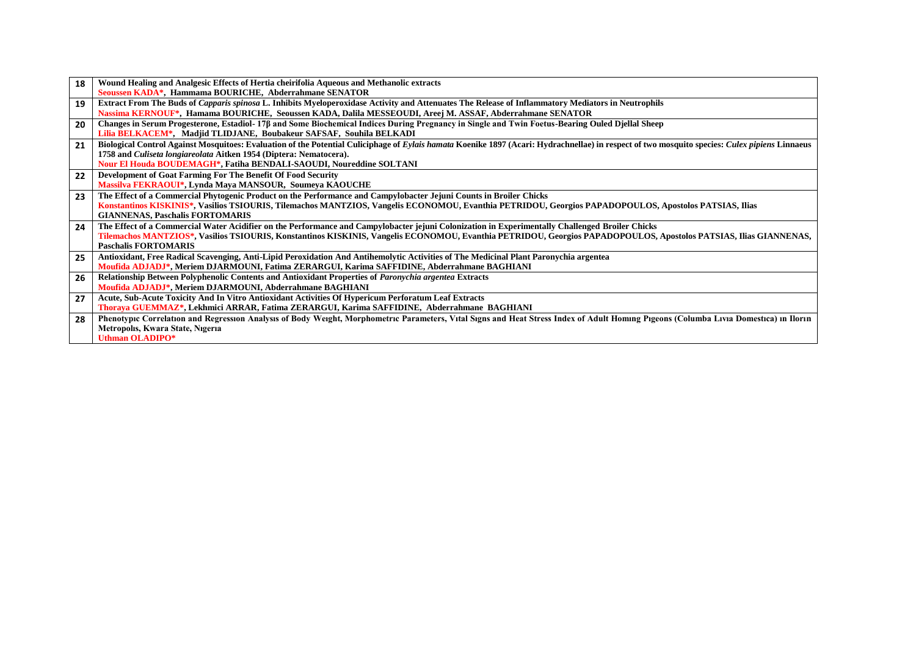| | |
|---|---|
| 18 | **Wound Healing and Analgesic Effects of Hertia cheirifolia Aqueous and Methanolic extracts**<br>**Seoussen KADA\*, Hammama BOURICHE, Abderrahmane SENATOR** |
| 19 | **Extract From The Buds of *Capparis spinosa* L. Inhibits Myeloperoxidase Activity and Attenuates The Release of Inflammatory Mediators in Neutrophils**<br>**Nassima KERNOUF\*, Hamama BOURICHE, Seoussen KADA, Dalila MESSEOUDI, Areej M. ASSAF, Abderrahmane SENATOR** |
| 20 | **Changes in Serum Progesterone, Estadiol- 17β and Some Biochemical Indices During Pregnancy in Single and Twin Foetus-Bearing Ouled Djellal Sheep**<br>**Lilia BELKACEM\*, Madjid TLIDJANE, Boubakeur SAFSAF, Souhila BELKADI** |
| 21 | **Biological Control Against Mosquitoes: Evaluation of the Potential Culiciphage of *Eylais hamata* Koenike 1897 (Acari: Hydrachnellae) in respect of two mosquito species: *Culex pipiens* Linnaeus 1758 and *Culiseta longiareolata* Aitken 1954 (Diptera: Nematocera).**<br>**Nour El Houda BOUDEMAGH\*, Fatiha BENDALI-SAOUDI, Noureddine SOLTANI** |
| 22 | **Development of Goat Farming For The Benefit Of Food Security**<br>**Massilva FEKRAOUI\*, Lynda Maya MANSOUR, Soumeya KAOUCHE** |
| 23 | **The Effect of a Commercial Phytogenic Product on the Performance and Campylobacter Jejuni Counts in Broiler Chicks**<br>**Konstantinos KISKINIS\*, Vasilios TSIOURIS, Tilemachos MANTZIOS, Vangelis ECONOMOU, Evanthia PETRIDOU, Georgios PAPADOPOULOS, Apostolos PATSIAS, Ilias GIANNENAS, Paschalis FORTOMARIS** |
| 24 | **The Effect of a Commercial Water Acidifier on the Performance and Campylobacter jejuni Colonization in Experimentally Challenged Broiler Chicks**<br>**Tilemachos MANTZIOS\*, Vasilios TSIOURIS, Konstantinos KISKINIS, Vangelis ECONOMOU, Evanthia PETRIDOU, Georgios PAPADOPOULOS, Apostolos PATSIAS, Ilias GIANNENAS, Paschalis FORTOMARIS** |
| 25 | **Antioxidant, Free Radical Scavenging, Anti-Lipid Peroxidation And Antihemolytic Activities of The Medicinal Plant Paronychia argentea**<br>**Moufida ADJADJ\*, Meriem DJARMOUNI, Fatima ZERARGUI, Karima SAFFIDINE, Abderrahmane BAGHIANI** |
| 26 | **Relationship Between Polyphenolic Contents and Antioxidant Properties of *Paronychia argentea* Extracts**<br>**Moufida ADJADJ\*, Meriem DJARMOUNI, Abderrahmane BAGHIANI** |
| 27 | **Acute, Sub-Acute Toxicity And In Vitro Antioxidant Activities Of Hypericum Perforatum Leaf Extracts**<br>**Thoraya GUEMMAZ\*, Lekhmici ARRAR, Fatima ZERARGUI, Karima SAFFIDINE, Abderrahmane BAGHIANI** |
| 28 | **Phenotypıc Correlatıon and Regressıon Analysıs of Body Weıght, Morphometrıc Parameters, Vıtal Sıgns and Heat Stress Index of Adult Homıng Pıgeons (Columba Lıvıa Domestıca) ın Ilorın Metropolıs, Kwara State, Nıgerıa**<br>**Uthman OLADIPO\*** |